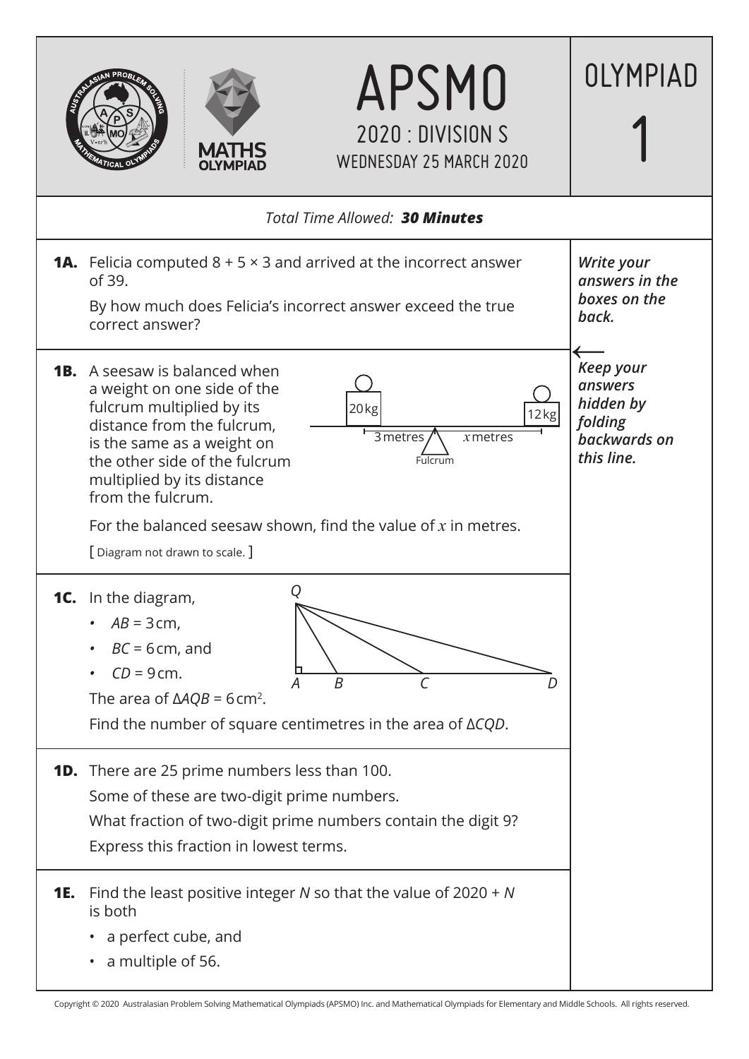# APSMO

## 2020 : DIVISION S

WEDNESDAY 25 MARCH 2020

# OLYMPIAD 1

*Total Time Allowed:* ***30 Minutes***

***Write your answers in the boxes on the back.***

***Keep your answers hidden by folding backwards on this line.***

**1A.** Felicia computed $8 + 5 \times 3$ and arrived at the incorrect answer of 39.

By how much does Felicia's incorrect answer exceed the true correct answer?

**1B.** A seesaw is balanced when a weight on one side of the fulcrum multiplied by its distance from the fulcrum, is the same as a weight on the other side of the fulcrum multiplied by its distance from the fulcrum.

20 kg — 3 metres — Fulcrum — $x$ metres — 12 kg

For the balanced seesaw shown, find the value of $x$ in metres.

[ Diagram not drawn to scale. ]

**1C.** In the diagram,

- $AB = 3$ cm,
- $BC = 6$ cm, and
- $CD = 9$ cm.

The area of $\Delta AQB = 6\,\text{cm}^2$.

Find the number of square centimetres in the area of $\Delta CQD$.

**1D.** There are 25 prime numbers less than 100.

Some of these are two-digit prime numbers.

What fraction of two-digit prime numbers contain the digit 9?

Express this fraction in lowest terms.

**1E.** Find the least positive integer $N$ so that the value of $2020 + N$ is both

- a perfect cube, and
- a multiple of 56.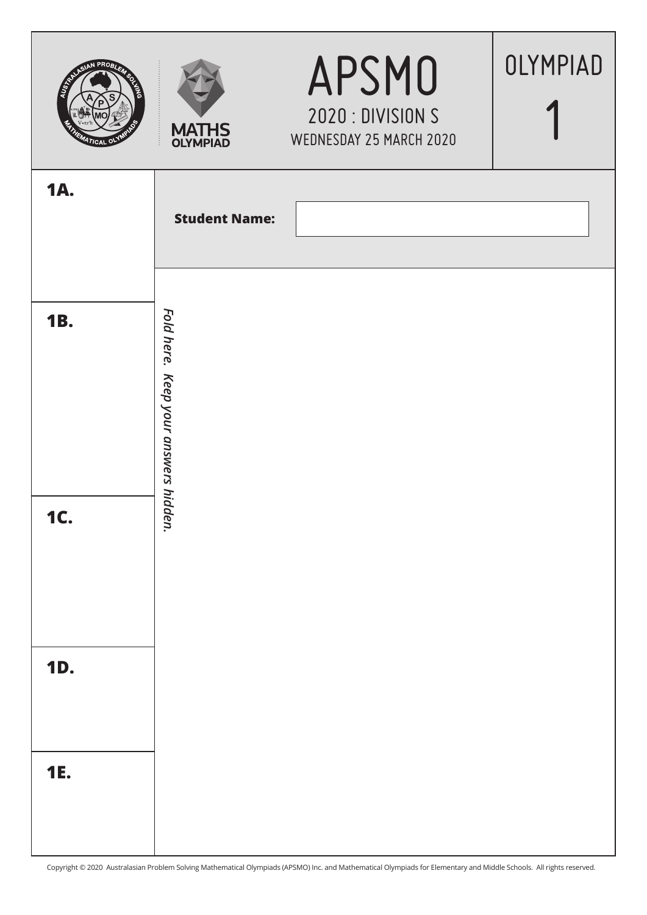# APSMO

## 2020 : DIVISION S

WEDNESDAY 25 MARCH 2020

# OLYMPIAD 1

**1A.**

**Student Name:**

*Fold here. Keep your answers hidden.*

**1B.**

**1C.**

**1D.**

**1E.**

Copyright © 2020 Australasian Problem Solving Mathematical Olympiads (APSMO) Inc. and Mathematical Olympiads for Elementary and Middle Schools. All rights reserved.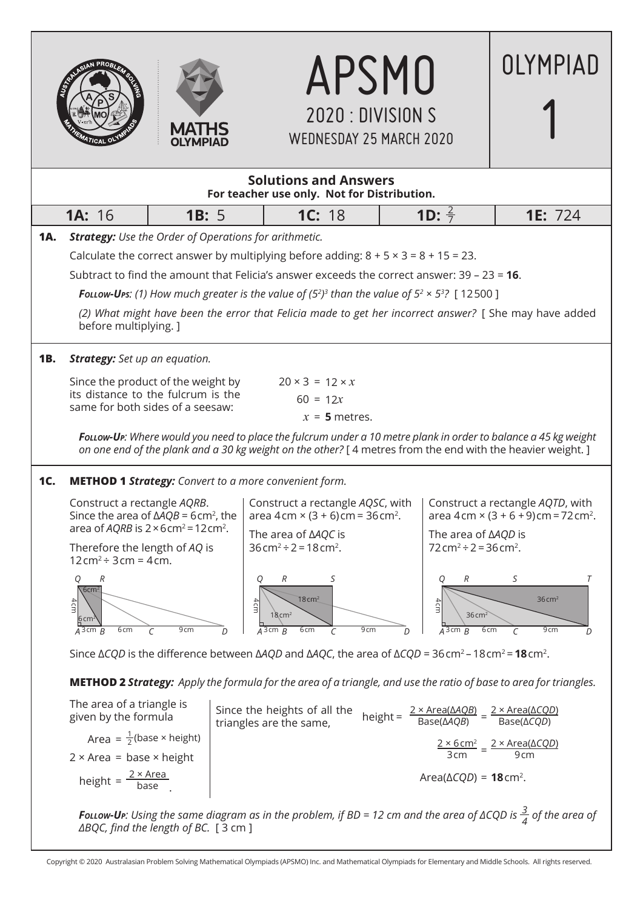# APSMO 2020 : DIVISION S

WEDNESDAY 25 MARCH 2020

OLYMPIAD 1

## Solutions and Answers

**For teacher use only. Not for Distribution.**

| **1A:** 16 | **1B:** 5 | **1C:** 18 | **1D:** $\frac{2}{7}$ | **1E:** 724 |
|---|---|---|---|---|

**1A.** ***Strategy:*** *Use the Order of Operations for arithmetic.*

Calculate the correct answer by multiplying before adding: $8 + 5 \times 3 = 8 + 15 = 23$.

Subtract to find the amount that Felicia's answer exceeds the correct answer: $39 - 23 =$ **16**.

***Follow-Ups:*** *(1) How much greater is the value of $(5^2)^3$ than the value of $5^2 \times 5^3$?* [ 12500 ]

*(2) What might have been the error that Felicia made to get her incorrect answer?* [ She may have added before multiplying. ]

**1B.** ***Strategy:*** *Set up an equation.*

Since the product of the weight by its distance to the fulcrum is the same for both sides of a seesaw:

$$20 \times 3 = 12 \times x$$
$$60 = 12x$$
$$x = \mathbf{5} \text{ metres.}$$

***Follow-Up:*** *Where would you need to place the fulcrum under a 10 metre plank in order to balance a 45 kg weight on one end of the plank and a 30 kg weight on the other?* [ 4 metres from the end with the heavier weight. ]

**1C.** **METHOD 1** ***Strategy:*** *Convert to a more convenient form.*

Construct a rectangle $AQRB$. Since the area of $\Delta AQB = 6\,\text{cm}^2$, the area of $AQRB$ is $2 \times 6\,\text{cm}^2 = 12\,\text{cm}^2$.

Therefore the length of $AQ$ is $12\,\text{cm}^2 \div 3\,\text{cm} = 4\,\text{cm}$.

Construct a rectangle $AQSC$, with area $4\,\text{cm} \times (3 + 6)\,\text{cm} = 36\,\text{cm}^2$.

The area of $\Delta AQC$ is $36\,\text{cm}^2 \div 2 = 18\,\text{cm}^2$.

Construct a rectangle $AQTD$, with area $4\,\text{cm} \times (3 + 6 + 9)\,\text{cm} = 72\,\text{cm}^2$.

The area of $\Delta AQD$ is $72\,\text{cm}^2 \div 2 = 36\,\text{cm}^2$.

Since $\Delta CQD$ is the difference between $\Delta AQD$ and $\Delta AQC$, the area of $\Delta CQD = 36\,\text{cm}^2 - 18\,\text{cm}^2 = \mathbf{18}\,\text{cm}^2$.

**METHOD 2** ***Strategy:*** *Apply the formula for the area of a triangle, and use the ratio of base to area for triangles.*

The area of a triangle is given by the formula

$$\text{Area} = \tfrac{1}{2}(\text{base} \times \text{height})$$
$$2 \times \text{Area} = \text{base} \times \text{height}$$
$$\text{height} = \frac{2 \times \text{Area}}{\text{base}}.$$

Since the heights of all the triangles are the same,

$$\text{height} = \frac{2 \times \text{Area}(\Delta AQB)}{\text{Base}(\Delta AQB)} = \frac{2 \times \text{Area}(\Delta CQD)}{\text{Base}(\Delta CQD)}$$
$$\frac{2 \times 6\,\text{cm}^2}{3\,\text{cm}} = \frac{2 \times \text{Area}(\Delta CQD)}{9\,\text{cm}}$$
$$\text{Area}(\Delta CQD) = \mathbf{18}\,\text{cm}^2.$$

***Follow-Up:*** *Using the same diagram as in the problem, if BD = 12 cm and the area of ΔCQD is $\frac{3}{4}$ of the area of ΔBQC, find the length of BC.* [ 3 cm ]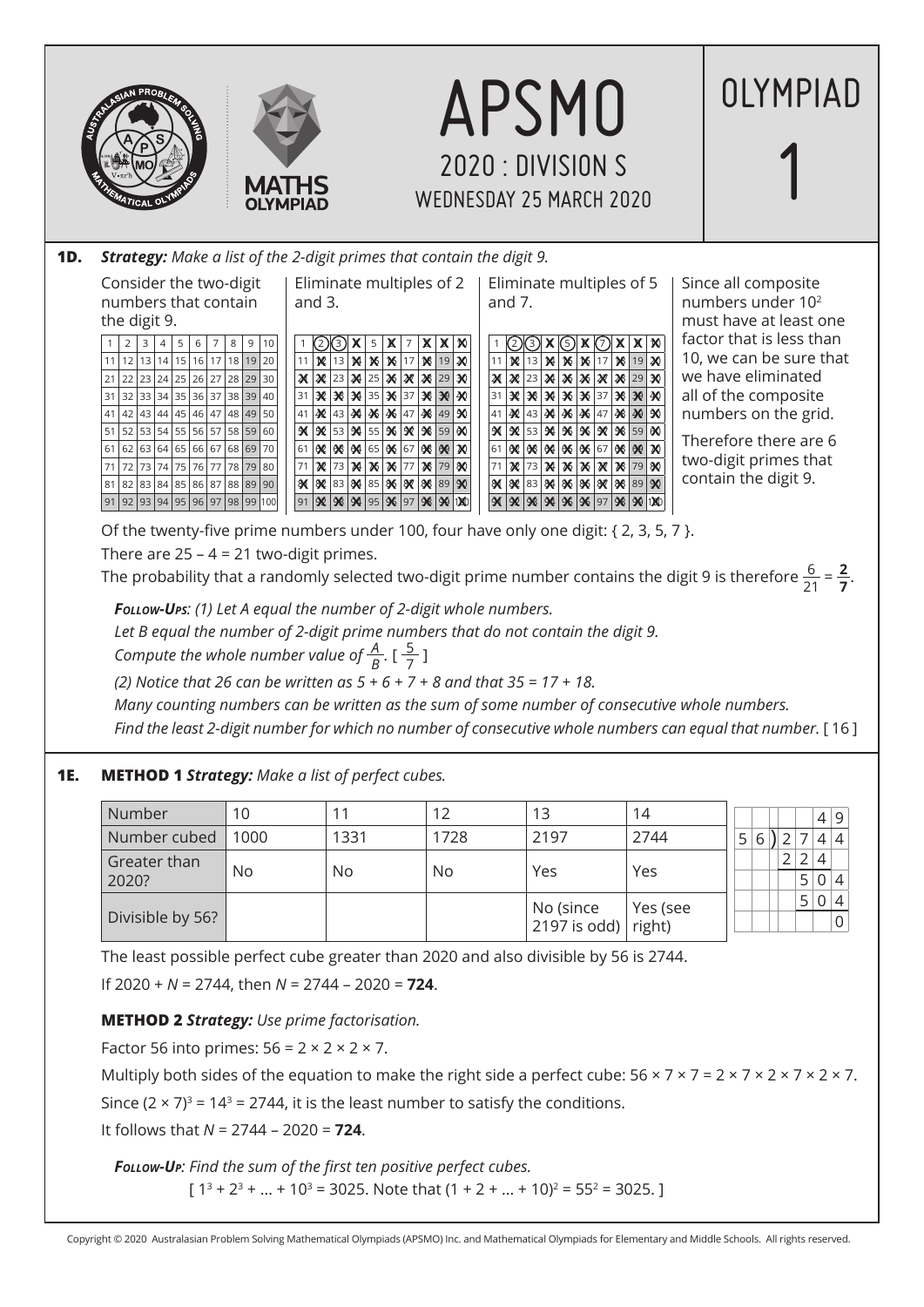# APSMO 2020 : DIVISION S

WEDNESDAY 25 MARCH 2020

OLYMPIAD 1

**1D.** ***Strategy:*** *Make a list of the 2-digit primes that contain the digit 9.*

Consider the two-digit numbers that contain the digit 9.

| | | | | | | | | | |
|---|---|---|---|---|---|---|---|---|---|
| 1 | 2 | 3 | 4 | 5 | 6 | 7 | 8 | 9 | 10 |
| 11 | 12 | 13 | 14 | 15 | 16 | 17 | 18 | 19 | 20 |
| 21 | 22 | 23 | 24 | 25 | 26 | 27 | 28 | 29 | 30 |
| 31 | 32 | 33 | 34 | 35 | 36 | 37 | 38 | 39 | 40 |
| 41 | 42 | 43 | 44 | 45 | 46 | 47 | 48 | 49 | 50 |
| 51 | 52 | 53 | 54 | 55 | 56 | 57 | 58 | 59 | 60 |
| 61 | 62 | 63 | 64 | 65 | 66 | 67 | 68 | 69 | 70 |
| 71 | 72 | 73 | 74 | 75 | 76 | 77 | 78 | 79 | 80 |
| 81 | 82 | 83 | 84 | 85 | 86 | 87 | 88 | 89 | 90 |
| 91 | 92 | 93 | 94 | 95 | 96 | 97 | 98 | 99 | 100 |

Eliminate multiples of 2 and 3.

Eliminate multiples of 5 and 7.

Since all composite numbers under $10^2$ must have at least one factor that is less than 10, we can be sure that we have eliminated all of the composite numbers on the grid.

Therefore there are 6 two-digit primes that contain the digit 9.

Of the twenty-five prime numbers under 100, four have only one digit: { 2, 3, 5, 7 }.

There are 25 – 4 = 21 two-digit primes.

The probability that a randomly selected two-digit prime number contains the digit 9 is therefore $\frac{6}{21} = \mathbf{\frac{2}{7}}$.

***Follow-Ups:*** *(1) Let A equal the number of 2-digit whole numbers.*
*Let B equal the number of 2-digit prime numbers that do not contain the digit 9.*
*Compute the whole number value of $\frac{A}{B}$.* [ $\frac{5}{7}$ ]

*(2) Notice that 26 can be written as 5 + 6 + 7 + 8 and that 35 = 17 + 18.*
*Many counting numbers can be written as the sum of some number of consecutive whole numbers.*
*Find the least 2-digit number for which no number of consecutive whole numbers can equal that number.* [ 16 ]

**1E.** **METHOD 1** ***Strategy:*** *Make a list of perfect cubes.*

| Number | 10 | 11 | 12 | 13 | 14 |
|---|---|---|---|---|---|
| Number cubed | 1000 | 1331 | 1728 | 2197 | 2744 |
| Greater than 2020? | No | No | No | Yes | Yes |
| Divisible by 56? | | | | No (since 2197 is odd) | Yes (see right) |

```
        4 9
56 ) 2 7 4 4
     2 2 4
       5 0 4
       5 0 4
           0
```

The least possible perfect cube greater than 2020 and also divisible by 56 is 2744.

If 2020 + *N* = 2744, then *N* = 2744 – 2020 = **724**.

**METHOD 2** ***Strategy:*** *Use prime factorisation.*

Factor 56 into primes: 56 = 2 × 2 × 2 × 7.

Multiply both sides of the equation to make the right side a perfect cube: 56 × 7 × 7 = 2 × 7 × 2 × 7 × 2 × 7.

Since $(2 \times 7)^3 = 14^3 = 2744$, it is the least number to satisfy the conditions.

It follows that *N* = 2744 – 2020 = **724**.

***Follow-Up:*** *Find the sum of the first ten positive perfect cubes.*

[ $1^3 + 2^3 + ... + 10^3 = 3025$. Note that $(1 + 2 + ... + 10)^2 = 55^2 = 3025$. ]